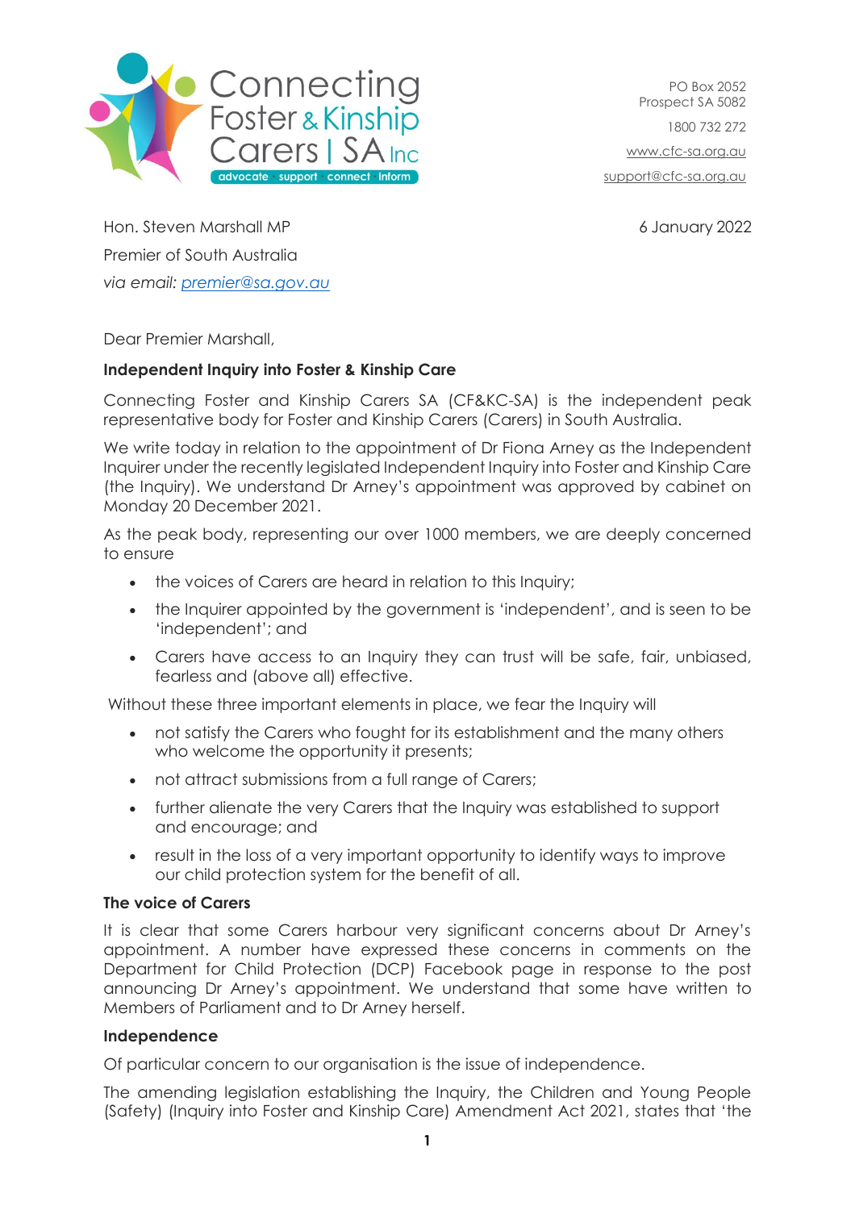Connecting Foster & Kinship Carers | SA Inc

advocate · support · connect · inform

PO Box 2052
Prospect SA 5082

1800 732 272

www.cfc-sa.org.au

support@cfc-sa.org.au

Hon. Steven Marshall MP
Premier of South Australia
*via email: premier@sa.gov.au*

6 January 2022

Dear Premier Marshall,

**Independent Inquiry into Foster & Kinship Care**

Connecting Foster and Kinship Carers SA (CF&KC-SA) is the independent peak representative body for Foster and Kinship Carers (Carers) in South Australia.

We write today in relation to the appointment of Dr Fiona Arney as the Independent Inquirer under the recently legislated Independent Inquiry into Foster and Kinship Care (the Inquiry). We understand Dr Arney's appointment was approved by cabinet on Monday 20 December 2021.

As the peak body, representing our over 1000 members, we are deeply concerned to ensure

- the voices of Carers are heard in relation to this Inquiry;
- the Inquirer appointed by the government is 'independent', and is seen to be 'independent'; and
- Carers have access to an Inquiry they can trust will be safe, fair, unbiased, fearless and (above all) effective.

Without these three important elements in place, we fear the Inquiry will

- not satisfy the Carers who fought for its establishment and the many others who welcome the opportunity it presents;
- not attract submissions from a full range of Carers;
- further alienate the very Carers that the Inquiry was established to support and encourage; and
- result in the loss of a very important opportunity to identify ways to improve our child protection system for the benefit of all.

**The voice of Carers**

It is clear that some Carers harbour very significant concerns about Dr Arney's appointment. A number have expressed these concerns in comments on the Department for Child Protection (DCP) Facebook page in response to the post announcing Dr Arney's appointment. We understand that some have written to Members of Parliament and to Dr Arney herself.

**Independence**

Of particular concern to our organisation is the issue of independence.

The amending legislation establishing the Inquiry, the Children and Young People (Safety) (Inquiry into Foster and Kinship Care) Amendment Act 2021, states that 'the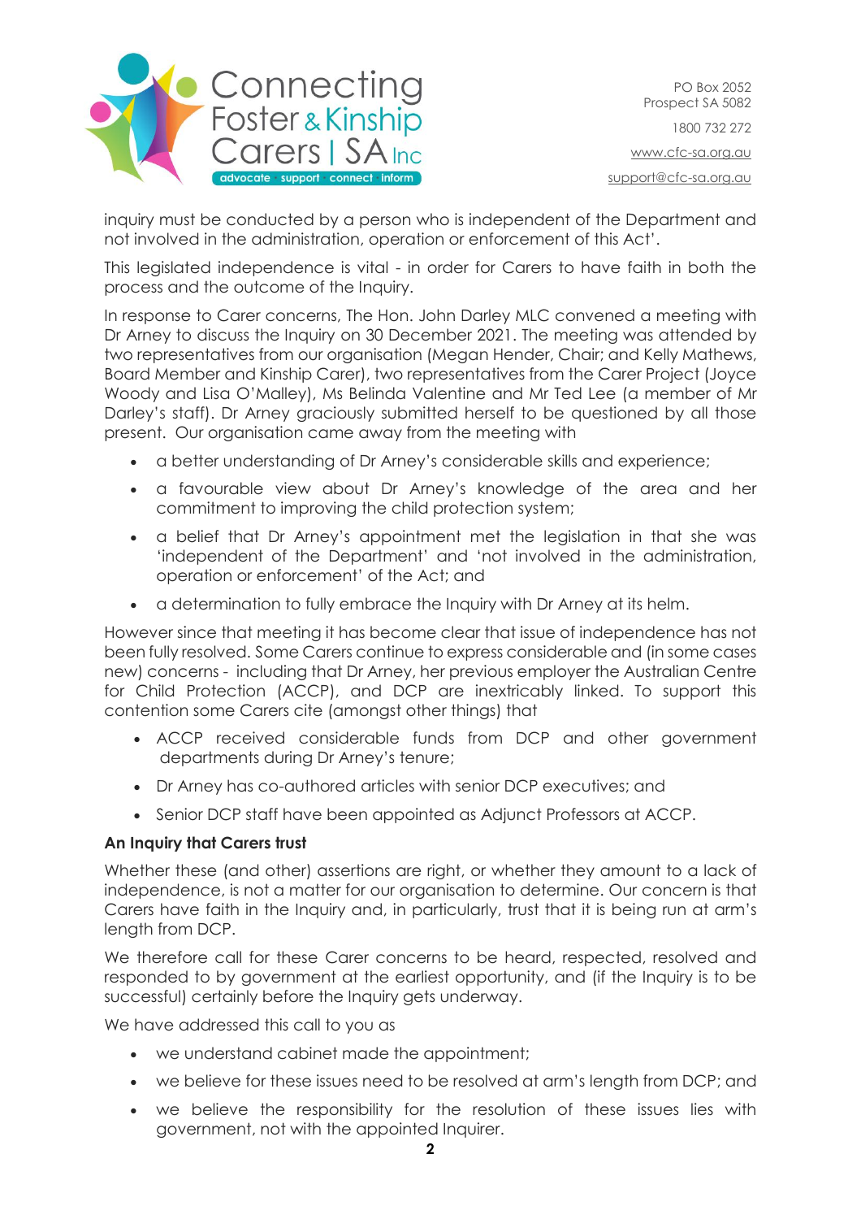inquiry must be conducted by a person who is independent of the Department and not involved in the administration, operation or enforcement of this Act'.

This legislated independence is vital - in order for Carers to have faith in both the process and the outcome of the Inquiry.

In response to Carer concerns, The Hon. John Darley MLC convened a meeting with Dr Arney to discuss the Inquiry on 30 December 2021. The meeting was attended by two representatives from our organisation (Megan Hender, Chair; and Kelly Mathews, Board Member and Kinship Carer), two representatives from the Carer Project (Joyce Woody and Lisa O'Malley), Ms Belinda Valentine and Mr Ted Lee (a member of Mr Darley's staff). Dr Arney graciously submitted herself to be questioned by all those present. Our organisation came away from the meeting with

- a better understanding of Dr Arney's considerable skills and experience;
- a favourable view about Dr Arney's knowledge of the area and her commitment to improving the child protection system;
- a belief that Dr Arney's appointment met the legislation in that she was 'independent of the Department' and 'not involved in the administration, operation or enforcement' of the Act; and
- a determination to fully embrace the Inquiry with Dr Arney at its helm.

However since that meeting it has become clear that issue of independence has not been fully resolved. Some Carers continue to express considerable and (in some cases new) concerns - including that Dr Arney, her previous employer the Australian Centre for Child Protection (ACCP), and DCP are inextricably linked. To support this contention some Carers cite (amongst other things) that

- ACCP received considerable funds from DCP and other government departments during Dr Arney's tenure;
- Dr Arney has co-authored articles with senior DCP executives; and
- Senior DCP staff have been appointed as Adjunct Professors at ACCP.

**An Inquiry that Carers trust**

Whether these (and other) assertions are right, or whether they amount to a lack of independence, is not a matter for our organisation to determine. Our concern is that Carers have faith in the Inquiry and, in particularly, trust that it is being run at arm's length from DCP.

We therefore call for these Carer concerns to be heard, respected, resolved and responded to by government at the earliest opportunity, and (if the Inquiry is to be successful) certainly before the Inquiry gets underway.

We have addressed this call to you as

- we understand cabinet made the appointment;
- we believe for these issues need to be resolved at arm's length from DCP; and
- we believe the responsibility for the resolution of these issues lies with government, not with the appointed Inquirer.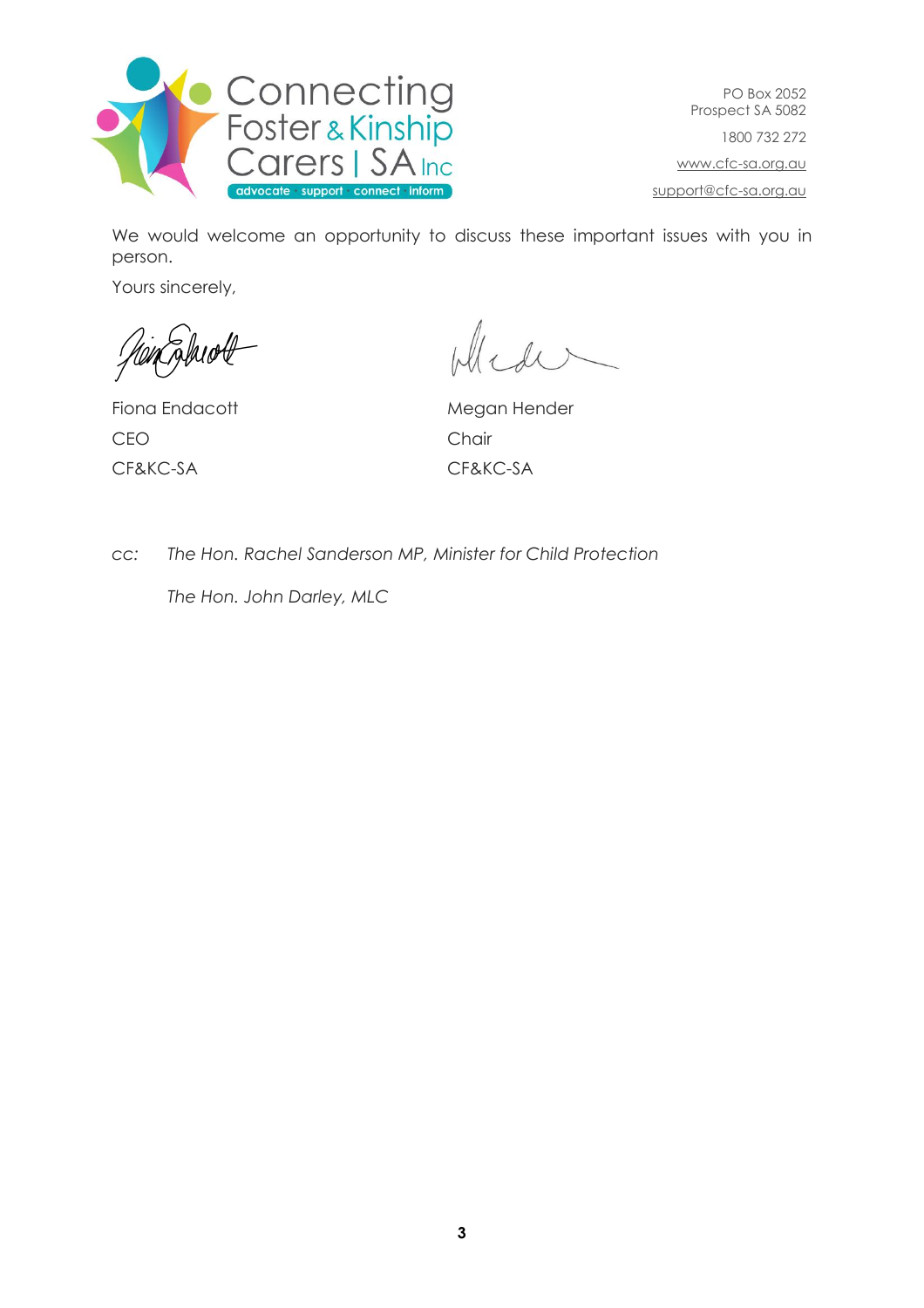Connecting Foster & Kinship Carers | SA Inc

advocate · support · connect · inform

PO Box 2052
Prospect SA 5082

1800 732 272

www.cfc-sa.org.au

support@cfc-sa.org.au

We would welcome an opportunity to discuss these important issues with you in person.

Yours sincerely,

| | |
|---|---|
| Fiona Endacott | Megan Hender |
| CEO | Chair |
| CF&KC-SA | CF&KC-SA |

*cc: The Hon. Rachel Sanderson MP, Minister for Child Protection*

*The Hon. John Darley, MLC*